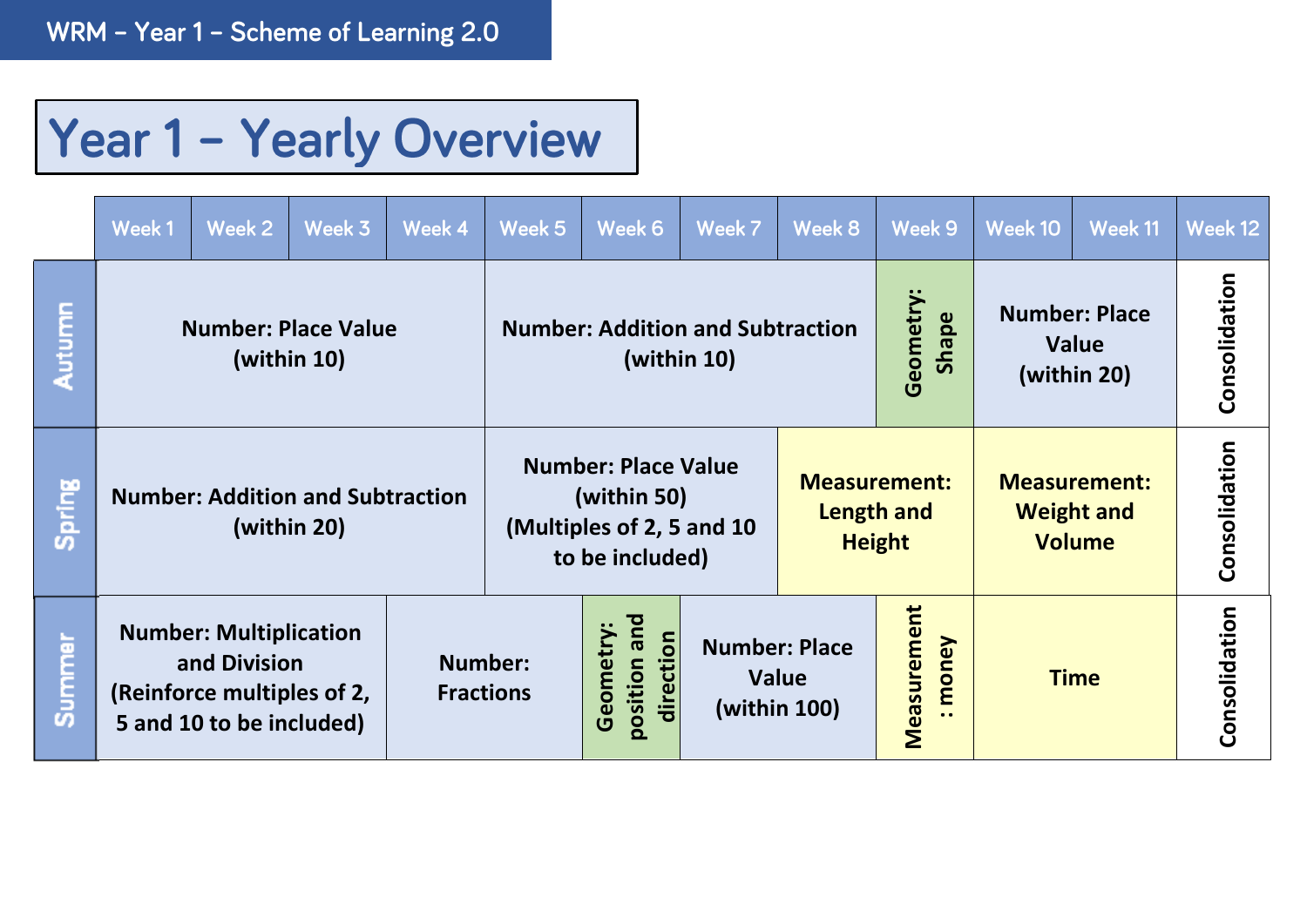# Year 1 – Yearly Overview

| | Week 1 | Week 2 | Week 3 | Week 4 | Week 5 | Week 6 | Week 7 | Week 8 | Week 9 | Week 10 | Week 11 | Week 12 |
|---|---|---|---|---|---|---|---|---|---|---|---|---|
| **Autumn** | **Number: Place Value (within 10)** | | | | **Number: Addition and Subtraction (within 10)** | | | | **Geometry: Shape** | **Number: Place Value (within 20)** | | **Consolidation** |
| **Spring** | **Number: Addition and Subtraction (within 20)** | | | | **Number: Place Value (within 50) (Multiples of 2, 5 and 10 to be included)** | | | **Measurement: Length and Height** | | **Measurement: Weight and Volume** | | **Consolidation** |
| **Summer** | **Number: Multiplication and Division (Reinforce multiples of 2, 5 and 10 to be included)** | | | **Number: Fractions** | | **Geometry: position and direction** | **Number: Place Value (within 100)** | | **Measurement : money** | **Time** | | **Consolidation** |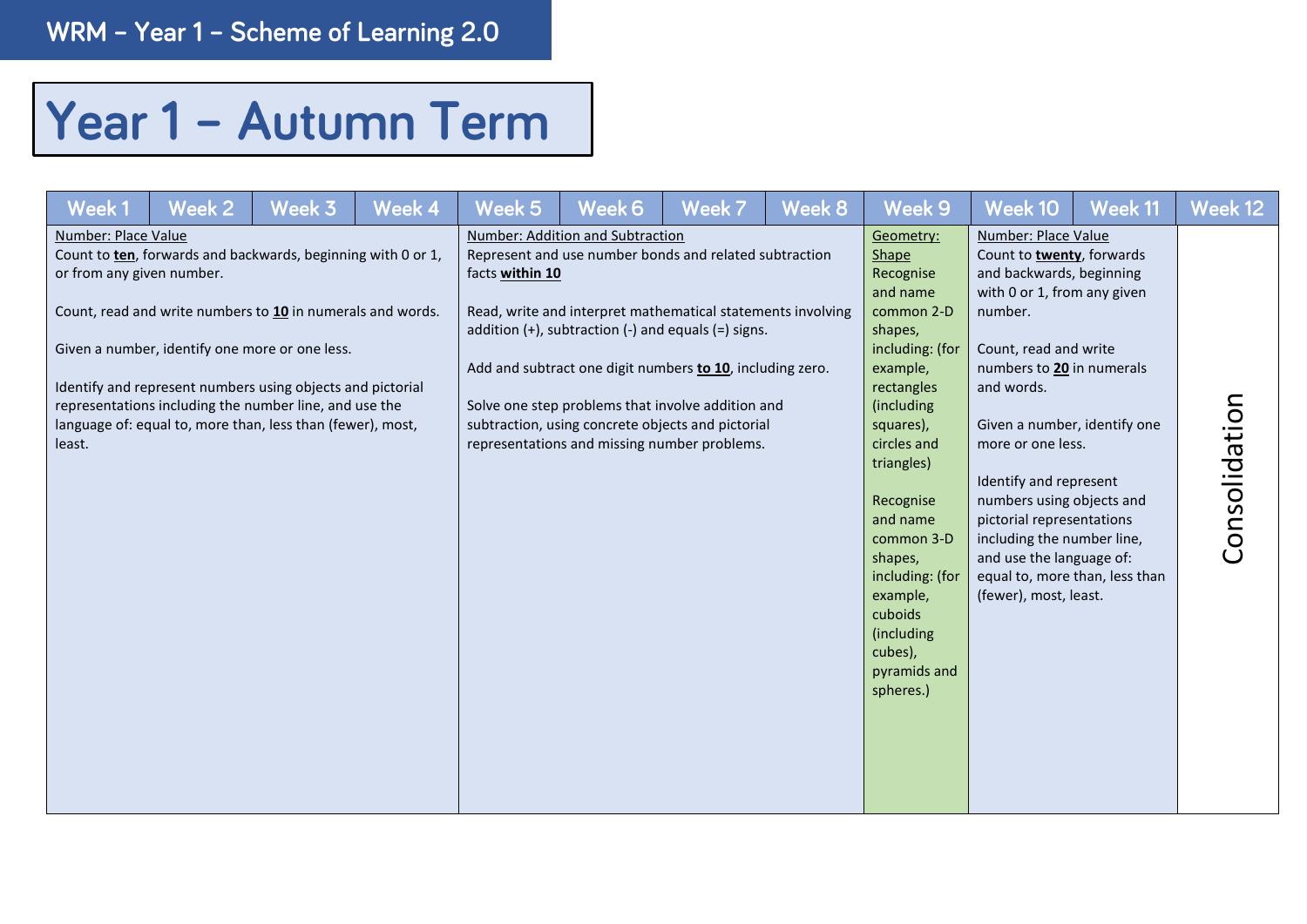# Year 1 – Autumn Term

| Week 1 | Week 2 | Week 3 | Week 4 | Week 5 | Week 6 | Week 7 | Week 8 | Week 9 | Week 10 | Week 11 | Week 12 |
|---|---|---|---|---|---|---|---|---|---|---|---|
| Number: Place Value<br>Count to **ten**, forwards and backwards, beginning with 0 or 1, or from any given number.<br><br>Count, read and write numbers to **10** in numerals and words.<br><br>Given a number, identify one more or one less.<br><br>Identify and represent numbers using objects and pictorial representations including the number line, and use the language of: equal to, more than, less than (fewer), most, least. | | | | Number: Addition and Subtraction<br>Represent and use number bonds and related subtraction facts **within 10**<br><br>Read, write and interpret mathematical statements involving addition (+), subtraction (-) and equals (=) signs.<br><br>Add and subtract one digit numbers **to 10**, including zero.<br><br>Solve one step problems that involve addition and subtraction, using concrete objects and pictorial representations and missing number problems. | | | | Geometry: Shape<br>Recognise and name common 2-D shapes, including: (for example, rectangles (including squares), circles and triangles)<br><br>Recognise and name common 3-D shapes, including: (for example, cuboids (including cubes), pyramids and spheres.) | Number: Place Value<br>Count to **twenty**, forwards and backwards, beginning with 0 or 1, from any given number.<br><br>Count, read and write numbers to **20** in numerals and words.<br><br>Given a number, identify one more or one less.<br><br>Identify and represent numbers using objects and pictorial representations including the number line, and use the language of: equal to, more than, less than (fewer), most, least. | | Consolidation |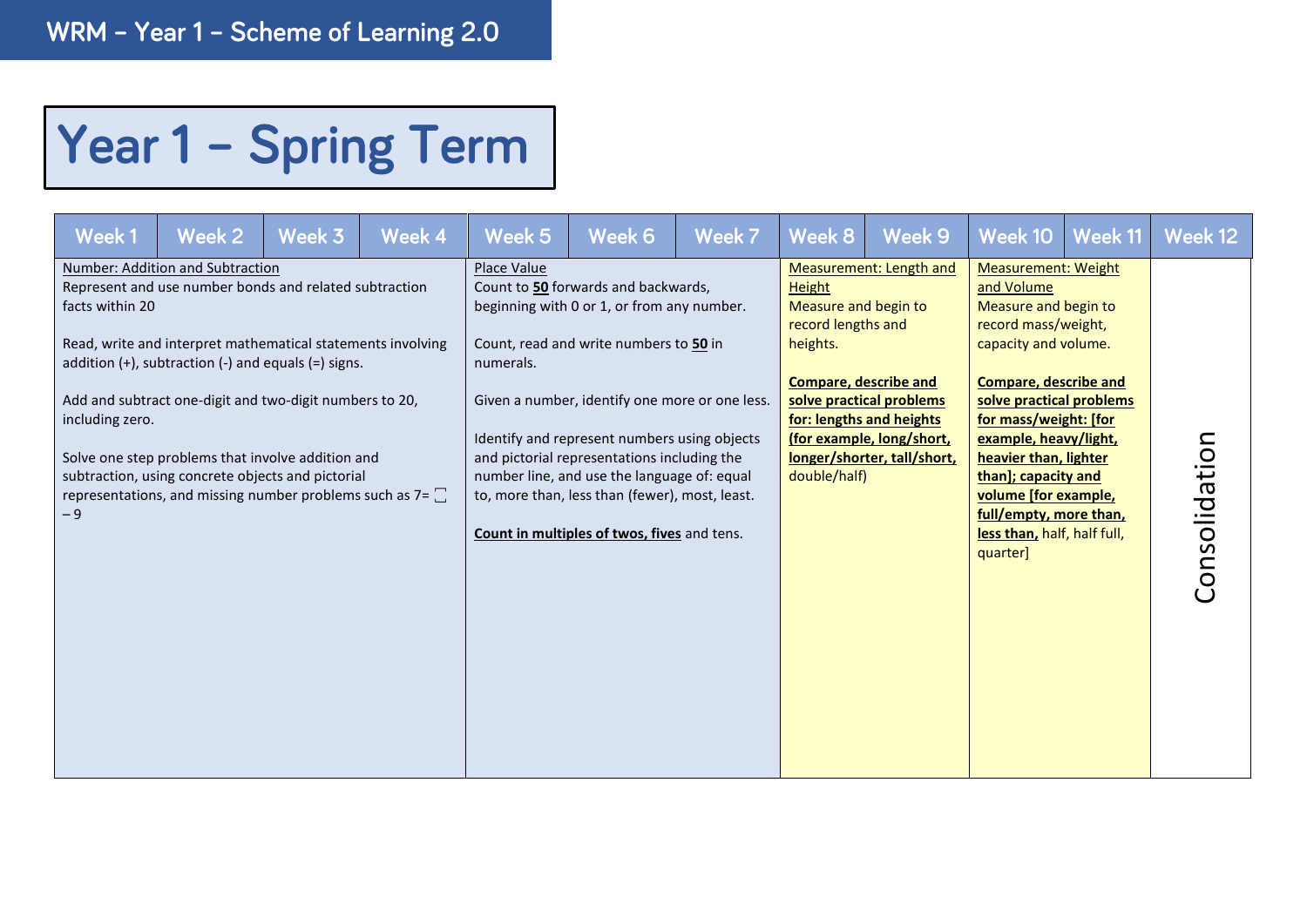# WRM – Year 1 – Scheme of Learning 2.0

# Year 1 – Spring Term

| Week 1 | Week 2 | Week 3 | Week 4 | Week 5 | Week 6 | Week 7 | Week 8 | Week 9 | Week 10 | Week 11 | Week 12 |
|---|---|---|---|---|---|---|---|---|---|---|---|
| Number: Addition and Subtraction<br>Represent and use number bonds and related subtraction facts within 20<br><br>Read, write and interpret mathematical statements involving addition (+), subtraction (-) and equals (=) signs.<br><br>Add and subtract one-digit and two-digit numbers to 20, including zero.<br><br>Solve one step problems that involve addition and subtraction, using concrete objects and pictorial representations, and missing number problems such as $7 = \square - 9$ | | | | Place Value<br>Count to **50** forwards and backwards, beginning with 0 or 1, or from any number.<br><br>Count, read and write numbers to **50** in numerals.<br><br>Given a number, identify one more or one less.<br><br>Identify and represent numbers using objects and pictorial representations including the number line, and use the language of: equal to, more than, less than (fewer), most, least.<br><br>**Count in multiples of twos, fives** and tens. | | | Measurement: Length and Height<br>Measure and begin to record lengths and heights.<br><br>**Compare, describe and solve practical problems for: lengths and heights (for example, long/short, longer/shorter, tall/short,** double/half) | | Measurement: Weight and Volume<br>Measure and begin to record mass/weight, capacity and volume.<br><br>**Compare, describe and solve practical problems for mass/weight: [for example, heavy/light, heavier than, lighter than]; capacity and volume [for example, full/empty, more than, less than,** half, half full, quarter] | | Consolidation |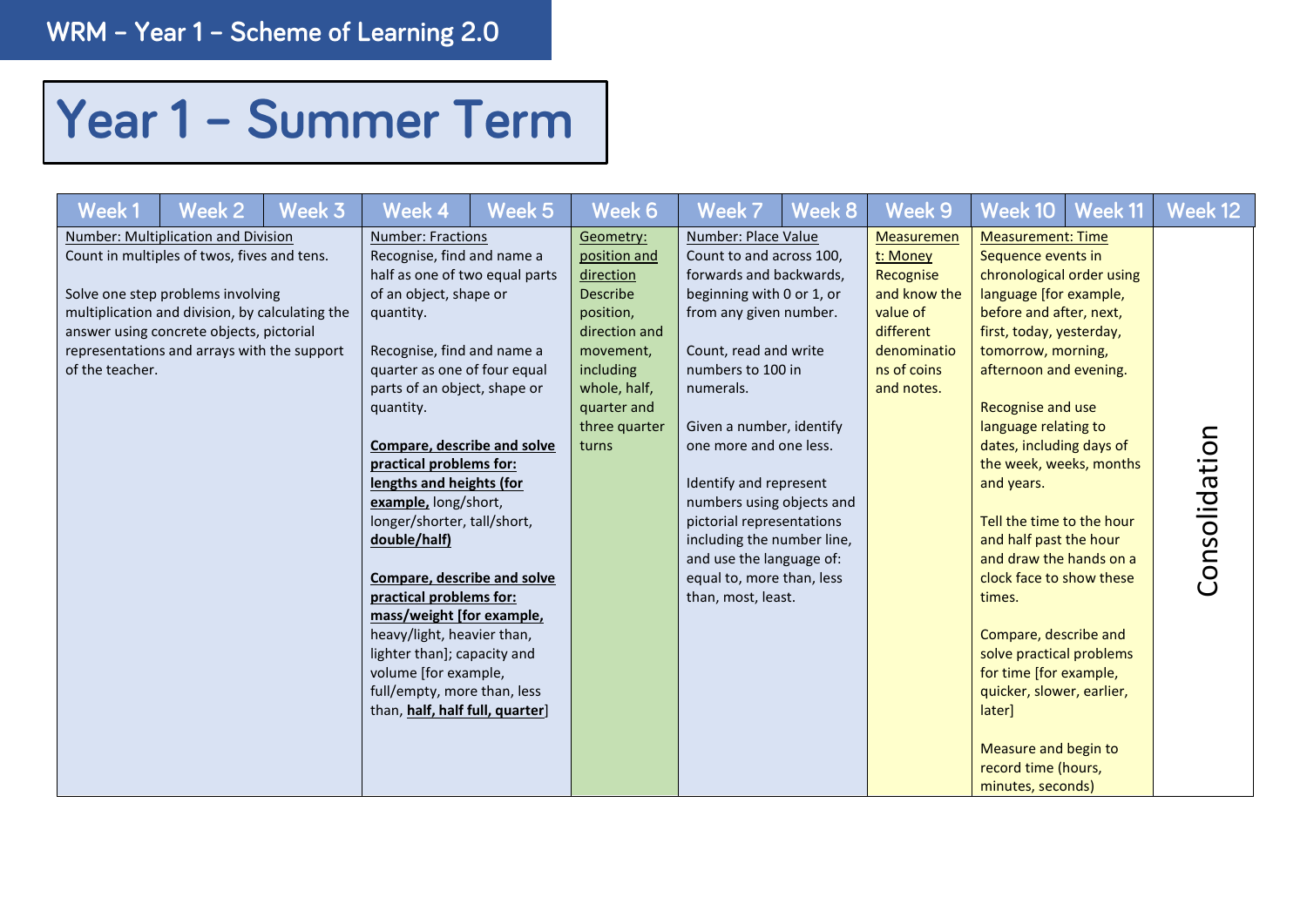WRM – Year 1 – Scheme of Learning 2.0

# Year 1 – Summer Term

| Week 1 | Week 2 | Week 3 | Week 4 | Week 5 | Week 6 | Week 7 | Week 8 | Week 9 | Week 10 | Week 11 | Week 12 |
|---|---|---|---|---|---|---|---|---|---|---|---|
| Number: Multiplication and Division<br>Count in multiples of twos, fives and tens.<br><br>Solve one step problems involving multiplication and division, by calculating the answer using concrete objects, pictorial representations and arrays with the support of the teacher. | | | Number: Fractions<br>Recognise, find and name a half as one of two equal parts of an object, shape or quantity.<br><br>Recognise, find and name a quarter as one of four equal parts of an object, shape or quantity.<br><br>**Compare, describe and solve practical problems for: lengths and heights (for example,** long/short, longer/shorter, tall/short, **double/half)**<br><br>**Compare, describe and solve practical problems for: mass/weight [for example,** heavy/light, heavier than, lighter than]; capacity and volume [for example, full/empty, more than, less than, **half, half full, quarter**] | | Geometry: position and direction<br>Describe position, direction and movement, including whole, half, quarter and three quarter turns | Number: Place Value<br>Count to and across 100, forwards and backwards, beginning with 0 or 1, or from any given number.<br><br>Count, read and write numbers to 100 in numerals.<br><br>Given a number, identify one more and one less.<br><br>Identify and represent numbers using objects and pictorial representations including the number line, and use the language of: equal to, more than, less than, most, least. | | Measurement: Money<br>Recognise and know the value of different denominations of coins and notes. | Measurement: Time<br>Sequence events in chronological order using language [for example, before and after, next, first, today, yesterday, tomorrow, morning, afternoon and evening.<br><br>Recognise and use language relating to dates, including days of the week, weeks, months and years.<br><br>Tell the time to the hour and half past the hour and draw the hands on a clock face to show these times.<br><br>Compare, describe and solve practical problems for time [for example, quicker, slower, earlier, later]<br><br>Measure and begin to record time (hours, minutes, seconds) | | Consolidation |